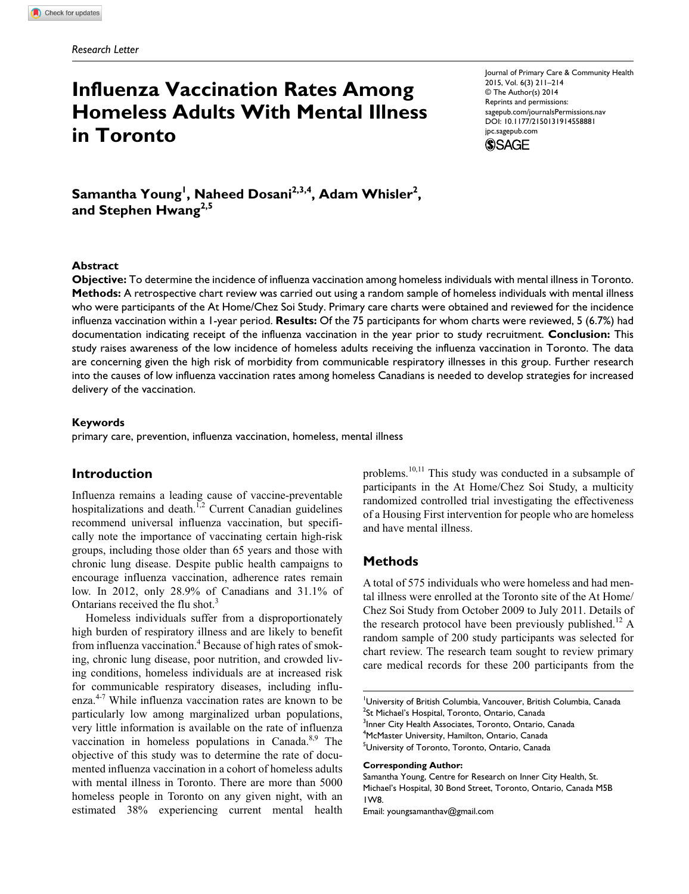*Research Letter*

# Influenza Vaccination Rates Among Homeless Adults With Mental Illness in Toronto

Journal of Primary Care & Community Health
2015, Vol. 6(3) 211–214
© The Author(s) 2014
Reprints and permissions:
sagepub.com/journalsPermissions.nav
DOI: 10.1177/2150131914558881
jpc.sagepub.com

**Samantha Young[1], Naheed Dosani[2,3,4], Adam Whisler[2], and Stephen Hwang[2,5]**

## Abstract

**Objective:** To determine the incidence of influenza vaccination among homeless individuals with mental illness in Toronto. **Methods:** A retrospective chart review was carried out using a random sample of homeless individuals with mental illness who were participants of the At Home/Chez Soi Study. Primary care charts were obtained and reviewed for the incidence influenza vaccination within a 1-year period. **Results:** Of the 75 participants for whom charts were reviewed, 5 (6.7%) had documentation indicating receipt of the influenza vaccination in the year prior to study recruitment. **Conclusion:** This study raises awareness of the low incidence of homeless adults receiving the influenza vaccination in Toronto. The data are concerning given the high risk of morbidity from communicable respiratory illnesses in this group. Further research into the causes of low influenza vaccination rates among homeless Canadians is needed to develop strategies for increased delivery of the vaccination.

### Keywords

primary care, prevention, influenza vaccination, homeless, mental illness

## Introduction

Influenza remains a leading cause of vaccine-preventable hospitalizations and death.[1,2] Current Canadian guidelines recommend universal influenza vaccination, but specifically note the importance of vaccinating certain high-risk groups, including those older than 65 years and those with chronic lung disease. Despite public health campaigns to encourage influenza vaccination, adherence rates remain low. In 2012, only 28.9% of Canadians and 31.1% of Ontarians received the flu shot.[3]

Homeless individuals suffer from a disproportionately high burden of respiratory illness and are likely to benefit from influenza vaccination.[4] Because of high rates of smoking, chronic lung disease, poor nutrition, and crowded living conditions, homeless individuals are at increased risk for communicable respiratory diseases, including influenza.[4-7] While influenza vaccination rates are known to be particularly low among marginalized urban populations, very little information is available on the rate of influenza vaccination in homeless populations in Canada.[8,9] The objective of this study was to determine the rate of documented influenza vaccination in a cohort of homeless adults with mental illness in Toronto. There are more than 5000 homeless people in Toronto on any given night, with an estimated 38% experiencing current mental health problems.[10,11] This study was conducted in a subsample of participants in the At Home/Chez Soi Study, a multicity randomized controlled trial investigating the effectiveness of a Housing First intervention for people who are homeless and have mental illness.

## Methods

A total of 575 individuals who were homeless and had mental illness were enrolled at the Toronto site of the At Home/Chez Soi Study from October 2009 to July 2011. Details of the research protocol have been previously published.[12] A random sample of 200 study participants was selected for chart review. The research team sought to review primary care medical records for these 200 participants from the

[1]University of British Columbia, Vancouver, British Columbia, Canada
[2]St Michael's Hospital, Toronto, Ontario, Canada
[3]Inner City Health Associates, Toronto, Ontario, Canada
[4]McMaster University, Hamilton, Ontario, Canada
[5]University of Toronto, Toronto, Ontario, Canada

**Corresponding Author:**
Samantha Young, Centre for Research on Inner City Health, St. Michael's Hospital, 30 Bond Street, Toronto, Ontario, Canada M5B 1W8.
Email: youngsamanthav@gmail.com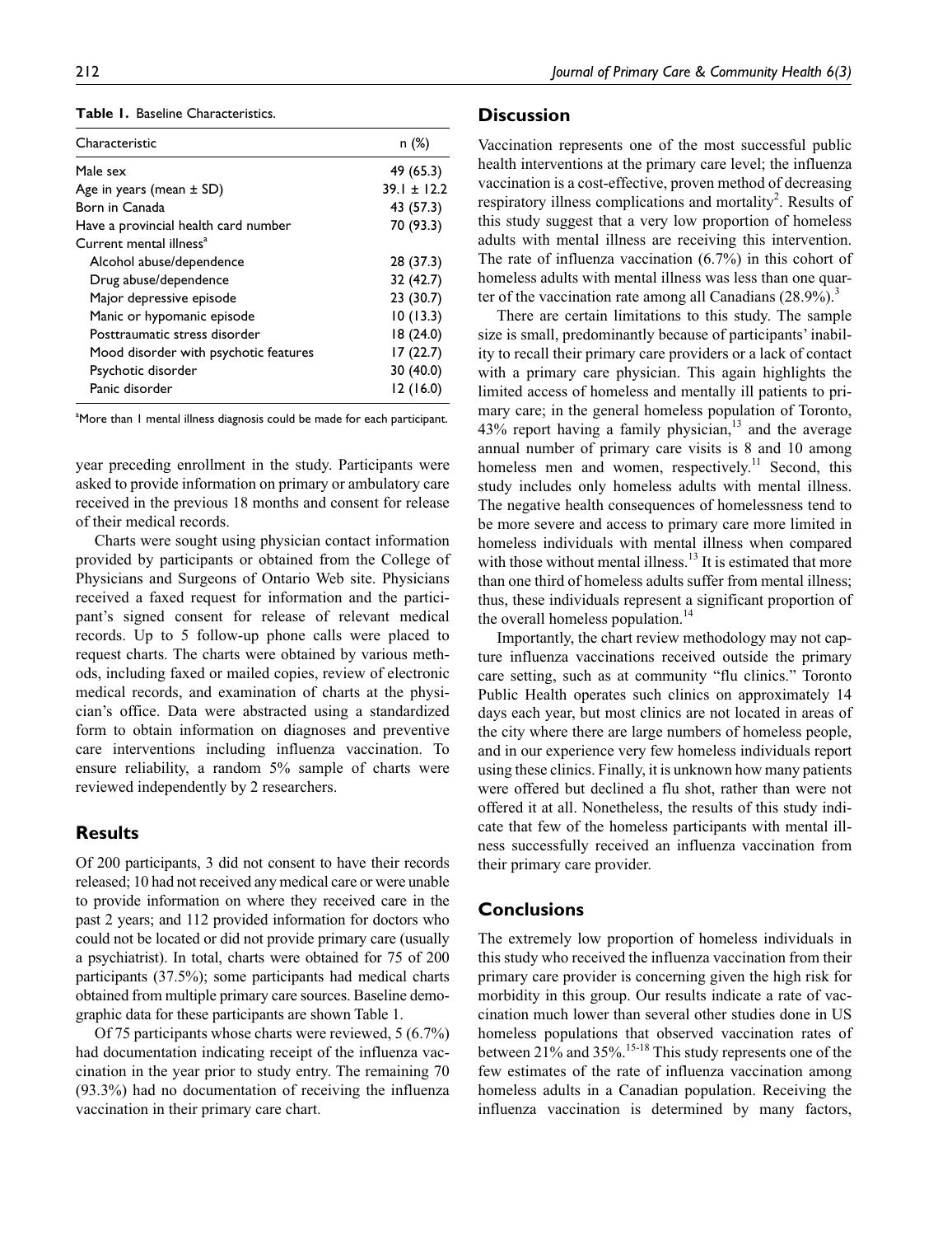**Table 1.** Baseline Characteristics.

| Characteristic | n (%) |
|---|---|
| Male sex | 49 (65.3) |
| Age in years (mean ± SD) | 39.1 ± 12.2 |
| Born in Canada | 43 (57.3) |
| Have a provincial health card number | 70 (93.3) |
| Current mental illness[a] | |
| Alcohol abuse/dependence | 28 (37.3) |
| Drug abuse/dependence | 32 (42.7) |
| Major depressive episode | 23 (30.7) |
| Manic or hypomanic episode | 10 (13.3) |
| Posttraumatic stress disorder | 18 (24.0) |
| Mood disorder with psychotic features | 17 (22.7) |
| Psychotic disorder | 30 (40.0) |
| Panic disorder | 12 (16.0) |

[a]More than 1 mental illness diagnosis could be made for each participant.

year preceding enrollment in the study. Participants were asked to provide information on primary or ambulatory care received in the previous 18 months and consent for release of their medical records.

Charts were sought using physician contact information provided by participants or obtained from the College of Physicians and Surgeons of Ontario Web site. Physicians received a faxed request for information and the participant's signed consent for release of relevant medical records. Up to 5 follow-up phone calls were placed to request charts. The charts were obtained by various methods, including faxed or mailed copies, review of electronic medical records, and examination of charts at the physician's office. Data were abstracted using a standardized form to obtain information on diagnoses and preventive care interventions including influenza vaccination. To ensure reliability, a random 5% sample of charts were reviewed independently by 2 researchers.

## Results

Of 200 participants, 3 did not consent to have their records released; 10 had not received any medical care or were unable to provide information on where they received care in the past 2 years; and 112 provided information for doctors who could not be located or did not provide primary care (usually a psychiatrist). In total, charts were obtained for 75 of 200 participants (37.5%); some participants had medical charts obtained from multiple primary care sources. Baseline demographic data for these participants are shown Table 1.

Of 75 participants whose charts were reviewed, 5 (6.7%) had documentation indicating receipt of the influenza vaccination in the year prior to study entry. The remaining 70 (93.3%) had no documentation of receiving the influenza vaccination in their primary care chart.

## Discussion

Vaccination represents one of the most successful public health interventions at the primary care level; the influenza vaccination is a cost-effective, proven method of decreasing respiratory illness complications and mortality[2]. Results of this study suggest that a very low proportion of homeless adults with mental illness are receiving this intervention. The rate of influenza vaccination (6.7%) in this cohort of homeless adults with mental illness was less than one quarter of the vaccination rate among all Canadians (28.9%).[3]

There are certain limitations to this study. The sample size is small, predominantly because of participants' inability to recall their primary care providers or a lack of contact with a primary care physician. This again highlights the limited access of homeless and mentally ill patients to primary care; in the general homeless population of Toronto, 43% report having a family physician,[13] and the average annual number of primary care visits is 8 and 10 among homeless men and women, respectively.[11] Second, this study includes only homeless adults with mental illness. The negative health consequences of homelessness tend to be more severe and access to primary care more limited in homeless individuals with mental illness when compared with those without mental illness.[13] It is estimated that more than one third of homeless adults suffer from mental illness; thus, these individuals represent a significant proportion of the overall homeless population.[14]

Importantly, the chart review methodology may not capture influenza vaccinations received outside the primary care setting, such as at community "flu clinics." Toronto Public Health operates such clinics on approximately 14 days each year, but most clinics are not located in areas of the city where there are large numbers of homeless people, and in our experience very few homeless individuals report using these clinics. Finally, it is unknown how many patients were offered but declined a flu shot, rather than were not offered it at all. Nonetheless, the results of this study indicate that few of the homeless participants with mental illness successfully received an influenza vaccination from their primary care provider.

## Conclusions

The extremely low proportion of homeless individuals in this study who received the influenza vaccination from their primary care provider is concerning given the high risk for morbidity in this group. Our results indicate a rate of vaccination much lower than several other studies done in US homeless populations that observed vaccination rates of between 21% and 35%.[15-18] This study represents one of the few estimates of the rate of influenza vaccination among homeless adults in a Canadian population. Receiving the influenza vaccination is determined by many factors,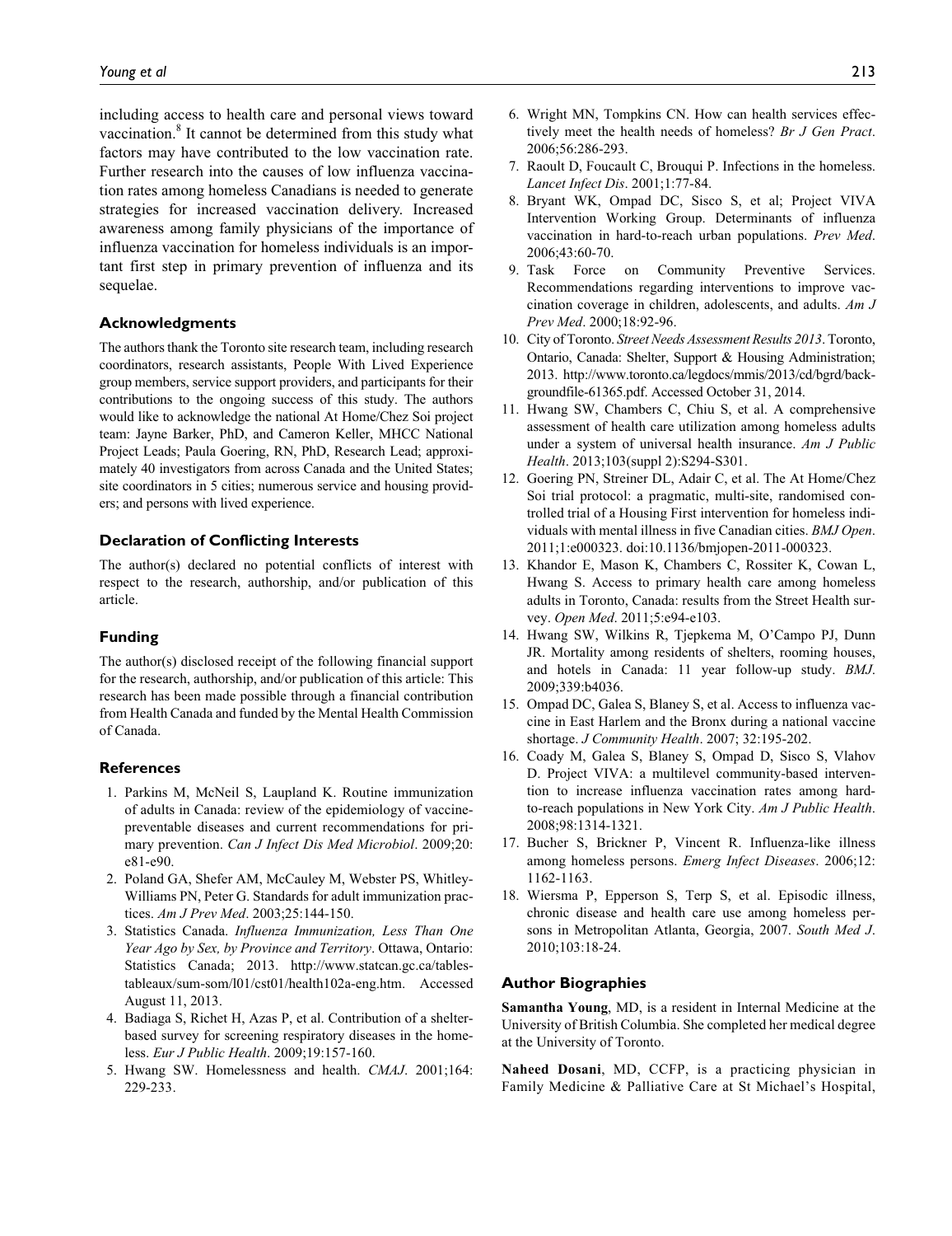including access to health care and personal views toward vaccination.[8] It cannot be determined from this study what factors may have contributed to the low vaccination rate. Further research into the causes of low influenza vaccination rates among homeless Canadians is needed to generate strategies for increased vaccination delivery. Increased awareness among family physicians of the importance of influenza vaccination for homeless individuals is an important first step in primary prevention of influenza and its sequelae.

## Acknowledgments

The authors thank the Toronto site research team, including research coordinators, research assistants, People With Lived Experience group members, service support providers, and participants for their contributions to the ongoing success of this study. The authors would like to acknowledge the national At Home/Chez Soi project team: Jayne Barker, PhD, and Cameron Keller, MHCC National Project Leads; Paula Goering, RN, PhD, Research Lead; approximately 40 investigators from across Canada and the United States; site coordinators in 5 cities; numerous service and housing providers; and persons with lived experience.

## Declaration of Conflicting Interests

The author(s) declared no potential conflicts of interest with respect to the research, authorship, and/or publication of this article.

## Funding

The author(s) disclosed receipt of the following financial support for the research, authorship, and/or publication of this article: This research has been made possible through a financial contribution from Health Canada and funded by the Mental Health Commission of Canada.

## References

1. Parkins M, McNeil S, Laupland K. Routine immunization of adults in Canada: review of the epidemiology of vaccine-preventable diseases and current recommendations for primary prevention. *Can J Infect Dis Med Microbiol*. 2009;20: e81-e90.
2. Poland GA, Shefer AM, McCauley M, Webster PS, Whitley-Williams PN, Peter G. Standards for adult immunization practices. *Am J Prev Med*. 2003;25:144-150.
3. Statistics Canada. *Influenza Immunization, Less Than One Year Ago by Sex, by Province and Territory*. Ottawa, Ontario: Statistics Canada; 2013. http://www.statcan.gc.ca/tables-tableaux/sum-som/l01/cst01/health102a-eng.htm. Accessed August 11, 2013.
4. Badiaga S, Richet H, Azas P, et al. Contribution of a shelter-based survey for screening respiratory diseases in the homeless. *Eur J Public Health*. 2009;19:157-160.
5. Hwang SW. Homelessness and health. *CMAJ*. 2001;164: 229-233.
6. Wright MN, Tompkins CN. How can health services effectively meet the health needs of homeless? *Br J Gen Pract*. 2006;56:286-293.
7. Raoult D, Foucault C, Brouqui P. Infections in the homeless. *Lancet Infect Dis*. 2001;1:77-84.
8. Bryant WK, Ompad DC, Sisco S, et al; Project VIVA Intervention Working Group. Determinants of influenza vaccination in hard-to-reach urban populations. *Prev Med*. 2006;43:60-70.
9. Task Force on Community Preventive Services. Recommendations regarding interventions to improve vaccination coverage in children, adolescents, and adults. *Am J Prev Med*. 2000;18:92-96.
10. City of Toronto. *Street Needs Assessment Results 2013*. Toronto, Ontario, Canada: Shelter, Support & Housing Administration; 2013. http://www.toronto.ca/legdocs/mmis/2013/cd/bgrd/backgroundfile-61365.pdf. Accessed October 31, 2014.
11. Hwang SW, Chambers C, Chiu S, et al. A comprehensive assessment of health care utilization among homeless adults under a system of universal health insurance. *Am J Public Health*. 2013;103(suppl 2):S294-S301.
12. Goering PN, Streiner DL, Adair C, et al. The At Home/Chez Soi trial protocol: a pragmatic, multi-site, randomised controlled trial of a Housing First intervention for homeless individuals with mental illness in five Canadian cities. *BMJ Open*. 2011;1:e000323. doi:10.1136/bmjopen-2011-000323.
13. Khandor E, Mason K, Chambers C, Rossiter K, Cowan L, Hwang S. Access to primary health care among homeless adults in Toronto, Canada: results from the Street Health survey. *Open Med*. 2011;5:e94-e103.
14. Hwang SW, Wilkins R, Tjepkema M, O'Campo PJ, Dunn JR. Mortality among residents of shelters, rooming houses, and hotels in Canada: 11 year follow-up study. *BMJ*. 2009;339:b4036.
15. Ompad DC, Galea S, Blaney S, et al. Access to influenza vaccine in East Harlem and the Bronx during a national vaccine shortage. *J Community Health*. 2007; 32:195-202.
16. Coady M, Galea S, Blaney S, Ompad D, Sisco S, Vlahov D. Project VIVA: a multilevel community-based intervention to increase influenza vaccination rates among hard-to-reach populations in New York City. *Am J Public Health*. 2008;98:1314-1321.
17. Bucher S, Brickner P, Vincent R. Influenza-like illness among homeless persons. *Emerg Infect Diseases*. 2006;12: 1162-1163.
18. Wiersma P, Epperson S, Terp S, et al. Episodic illness, chronic disease and health care use among homeless persons in Metropolitan Atlanta, Georgia, 2007. *South Med J*. 2010;103:18-24.

## Author Biographies

**Samantha Young**, MD, is a resident in Internal Medicine at the University of British Columbia. She completed her medical degree at the University of Toronto.

**Naheed Dosani**, MD, CCFP, is a practicing physician in Family Medicine & Palliative Care at St Michael's Hospital,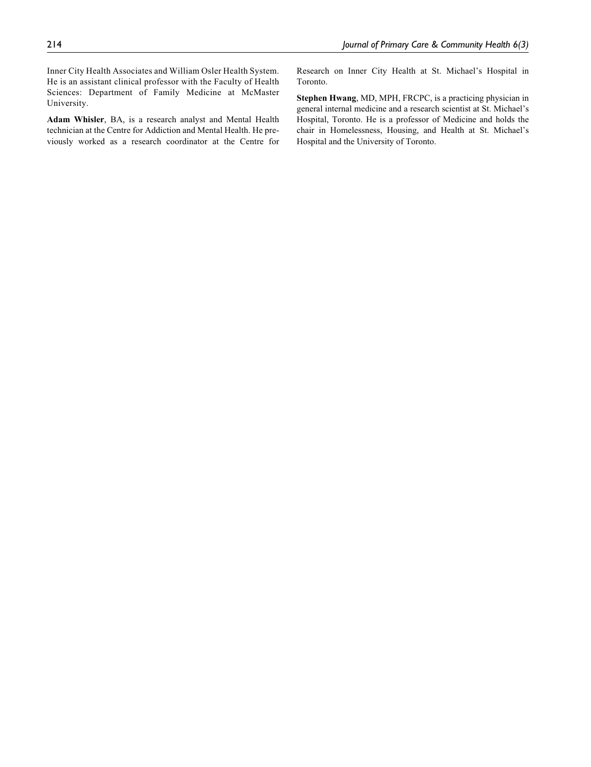Inner City Health Associates and William Osler Health System. He is an assistant clinical professor with the Faculty of Health Sciences: Department of Family Medicine at McMaster University.

**Adam Whisler**, BA, is a research analyst and Mental Health technician at the Centre for Addiction and Mental Health. He previously worked as a research coordinator at the Centre for Research on Inner City Health at St. Michael's Hospital in Toronto.

**Stephen Hwang**, MD, MPH, FRCPC, is a practicing physician in general internal medicine and a research scientist at St. Michael's Hospital, Toronto. He is a professor of Medicine and holds the chair in Homelessness, Housing, and Health at St. Michael's Hospital and the University of Toronto.